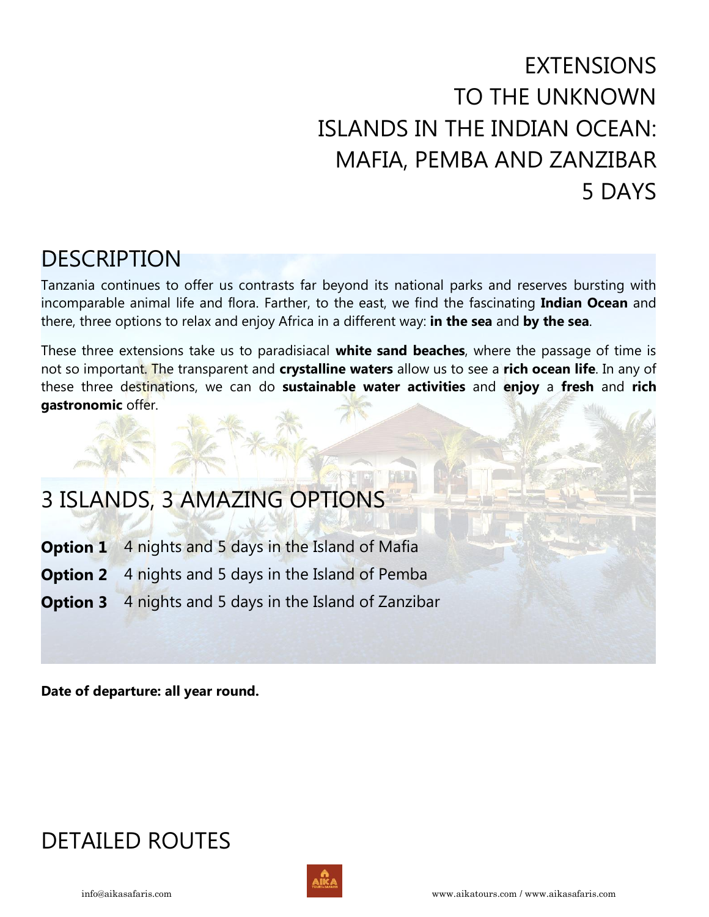# EXTENSIONS TO THE UNKNOWN ISLANDS IN THE INDIAN OCEAN: MAFIA, PEMBA AND ZANZIBAR 5 DAYS

## DESCRIPTION

Tanzania continues to offer us contrasts far beyond its national parks and reserves bursting with incomparable animal life and flora. Farther, to the east, we find the fascinating **Indian Ocean** and there, three options to relax and enjoy Africa in a different way: **in the sea** and **by the sea**.

These three extensions take us to paradisiacal **white sand beaches**, where the passage of time is not so important. The transparent and **crystalline waters** allow us to see a **rich ocean life**. In any of these three destinations, we can do **sustainable water activities** and **enjoy** a **fresh** and **rich gastronomic** offer.

## 3 ISLANDS, 3 AMAZING OPTIONS

**Option 1** 4 nights and 5 days in the Island of Mafia

**Option 2** 4 nights and 5 days in the Island of Pemba

**Option 3** 4 nights and 5 days in the Island of Zanzibar

**Date of departure: all year round.**

## DETAILED ROUTES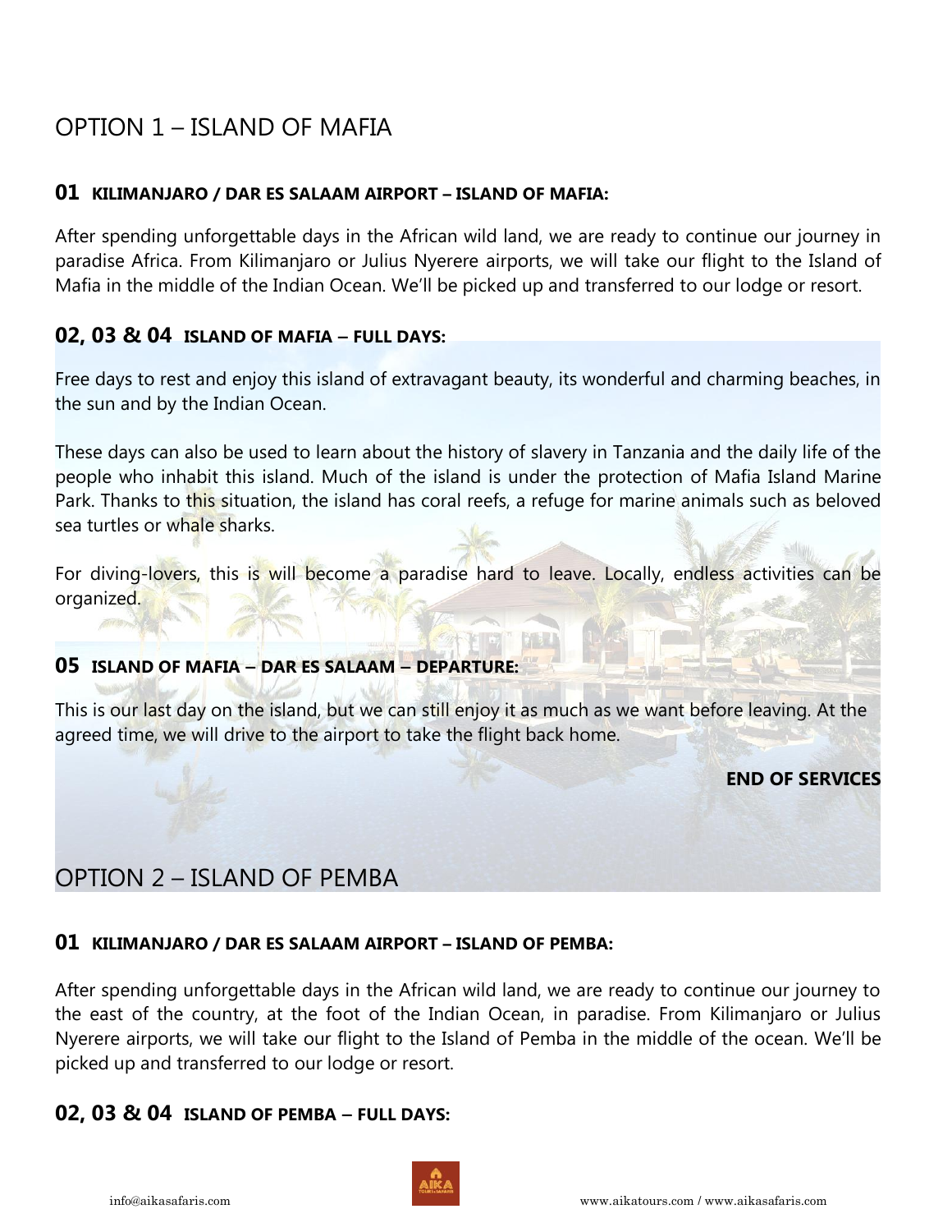# OPTION 1 – ISLAND OF MAFIA

### 01 KILIMANJARO / DAR ES SALAAM AIRPORT – ISLAND OF MAFIA:

After spending unforgettable days in the African wild land, we are ready to continue our journey in paradise Africa. From Kilimanjaro or Julius Nyerere airports, we will take our flight to the Island of Mafia in the middle of the Indian Ocean. We'll be picked up and transferred to our lodge or resort.

### 02, 03 & 04 ISLAND OF MAFIA – FULL DAYS:

Free days to rest and enjoy this island of extravagant beauty, its wonderful and charming beaches, in the sun and by the Indian Ocean.

These days can also be used to learn about the history of slavery in Tanzania and the daily life of the people who inhabit this island. Much of the island is under the protection of Mafia Island Marine Park. Thanks to this situation, the island has coral reefs, a refuge for marine animals such as beloved sea turtles or whale sharks.

For diving-lovers, this is will become a paradise hard to leave. Locally, endless activities can be organized.

### 05 ISLAND OF MAFIA – DAR ES SALAAM – DEPARTURE:

This is our last day on the island, but we can still enjoy it as much as we want before leaving. At the agreed time, we will drive to the airport to take the flight back home.

**END OF SERVICES**

# OPTION 2 – ISLAND OF PEMBA

### 01 KILIMANJARO / DAR ES SALAAM AIRPORT – ISLAND OF PEMBA:

After spending unforgettable days in the African wild land, we are ready to continue our journey to the east of the country, at the foot of the Indian Ocean, in paradise. From Kilimanjaro or Julius Nyerere airports, we will take our flight to the Island of Pemba in the middle of the ocean. We'll be picked up and transferred to our lodge or resort.

### 02, 03 & 04 ISLAND OF PEMBA – FULL DAYS: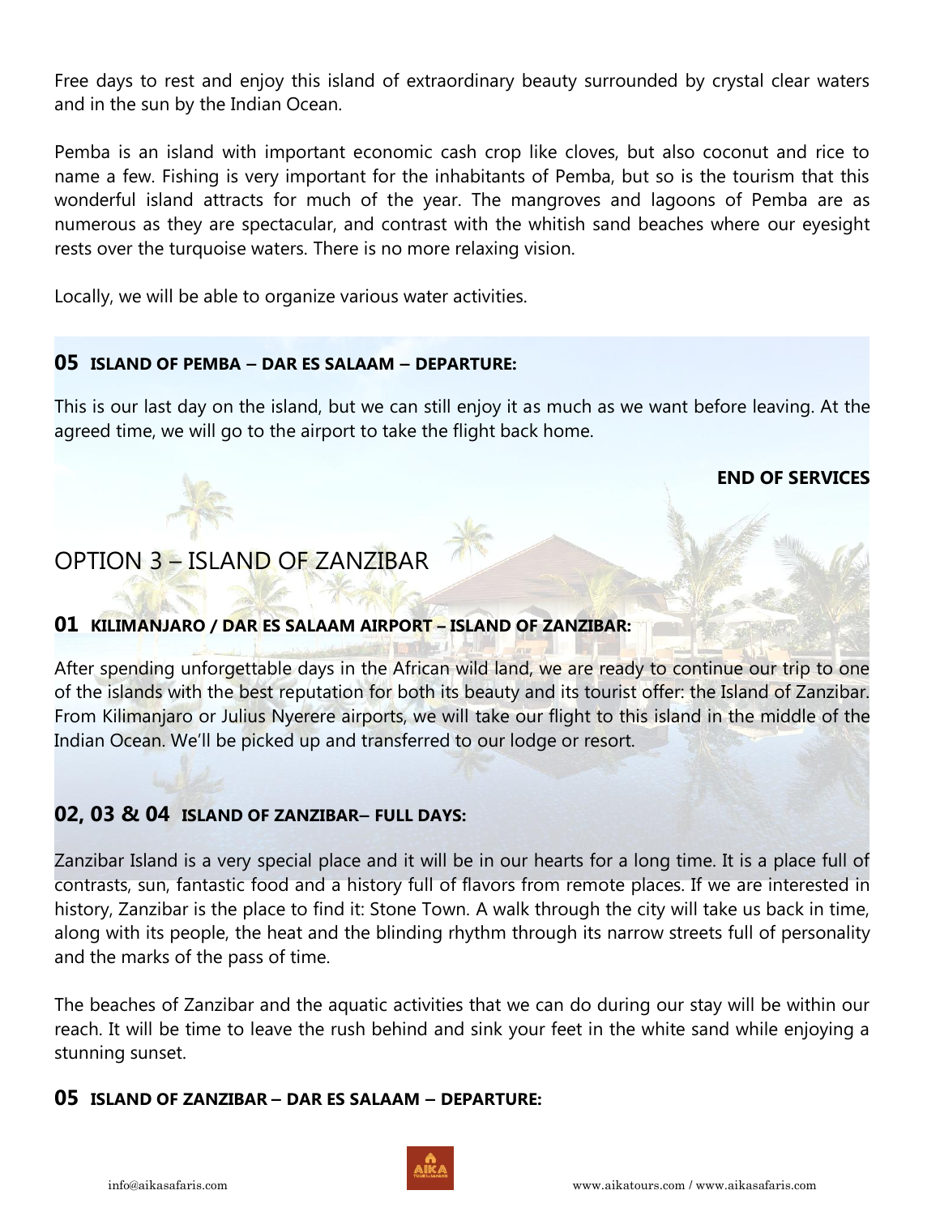Free days to rest and enjoy this island of extraordinary beauty surrounded by crystal clear waters and in the sun by the Indian Ocean.

Pemba is an island with important economic cash crop like cloves, but also coconut and rice to name a few. Fishing is very important for the inhabitants of Pemba, but so is the tourism that this wonderful island attracts for much of the year. The mangroves and lagoons of Pemba are as numerous as they are spectacular, and contrast with the whitish sand beaches where our eyesight rests over the turquoise waters. There is no more relaxing vision.

Locally, we will be able to organize various water activities.

### 05 ISLAND OF PEMBA – DAR ES SALAAM – DEPARTURE:

This is our last day on the island, but we can still enjoy it as much as we want before leaving. At the agreed time, we will go to the airport to take the flight back home.

**END OF SERVICES**

## OPTION 3 – ISLAND OF ZANZIBAR

### 01 KILIMANJARO / DAR ES SALAAM AIRPORT – ISLAND OF ZANZIBAR:

After spending unforgettable days in the African wild land, we are ready to continue our trip to one of the islands with the best reputation for both its beauty and its tourist offer: the Island of Zanzibar. From Kilimanjaro or Julius Nyerere airports, we will take our flight to this island in the middle of the Indian Ocean. We'll be picked up and transferred to our lodge or resort.

### 02, 03 & 04 ISLAND OF ZANZIBAR– FULL DAYS:

Zanzibar Island is a very special place and it will be in our hearts for a long time. It is a place full of contrasts, sun, fantastic food and a history full of flavors from remote places. If we are interested in history, Zanzibar is the place to find it: Stone Town. A walk through the city will take us back in time, along with its people, the heat and the blinding rhythm through its narrow streets full of personality and the marks of the pass of time.

The beaches of Zanzibar and the aquatic activities that we can do during our stay will be within our reach. It will be time to leave the rush behind and sink your feet in the white sand while enjoying a stunning sunset.

### 05 ISLAND OF ZANZIBAR – DAR ES SALAAM – DEPARTURE: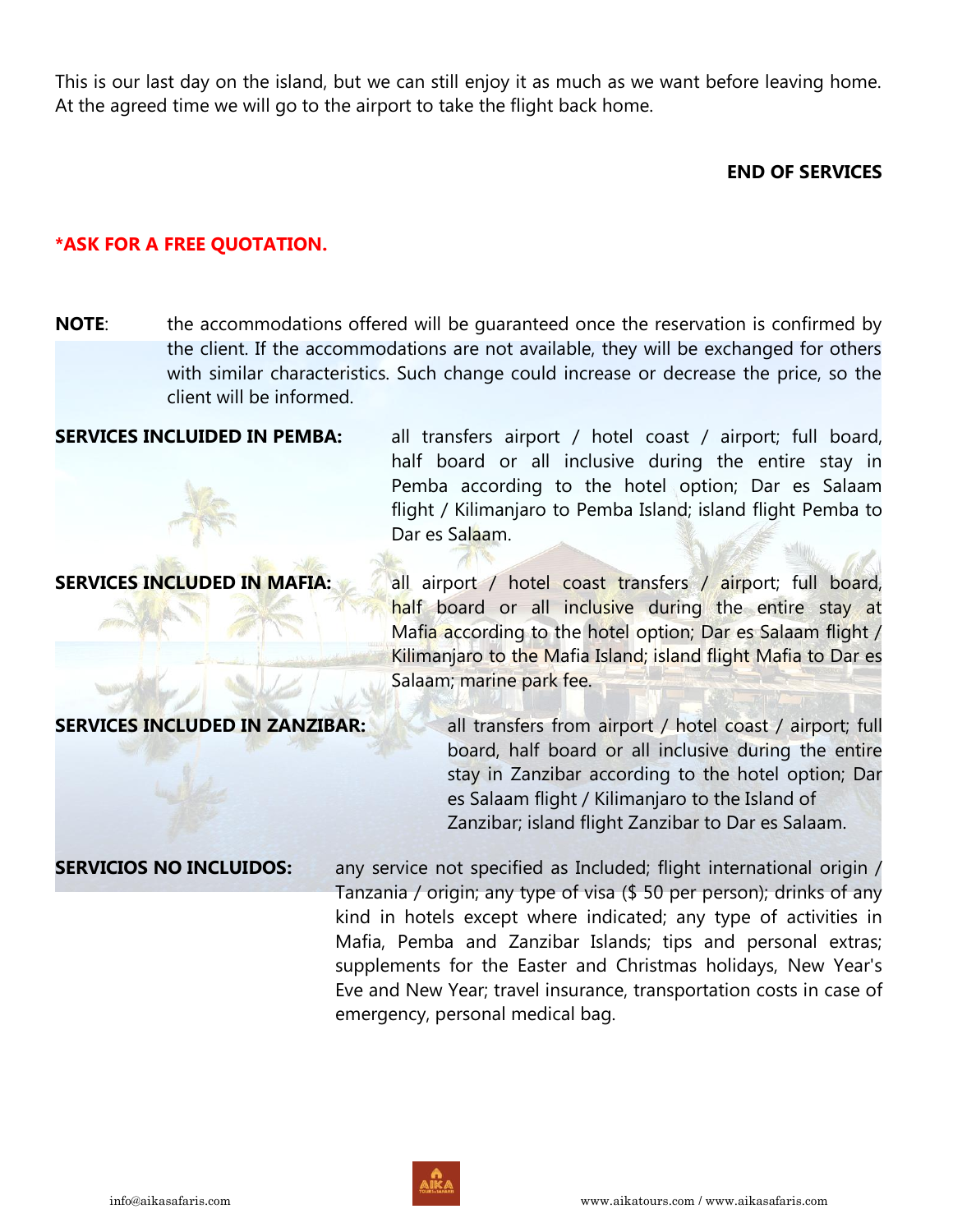This is our last day on the island, but we can still enjoy it as much as we want before leaving home. At the agreed time we will go to the airport to take the flight back home.

**END OF SERVICES**

**\*ASK FOR A FREE QUOTATION.**

**NOTE**: the accommodations offered will be guaranteed once the reservation is confirmed by the client. If the accommodations are not available, they will be exchanged for others with similar characteristics. Such change could increase or decrease the price, so the client will be informed.

**SERVICES INCLUIDED IN PEMBA:** all transfers airport / hotel coast / airport; full board, half board or all inclusive during the entire stay in Pemba according to the hotel option; Dar es Salaam flight / Kilimanjaro to Pemba Island; island flight Pemba to Dar es Salaam.

**SERVICES INCLUDED IN MAFIA:** all airport / hotel coast transfers / airport; full board, half board or all inclusive during the entire stay at Mafia according to the hotel option; Dar es Salaam flight / Kilimanjaro to the Mafia Island; island flight Mafia to Dar es Salaam; marine park fee.

**SERVICES INCLUDED IN ZANZIBAR:** all transfers from airport / hotel coast / airport; full board, half board or all inclusive during the entire stay in Zanzibar according to the hotel option; Dar es Salaam flight / Kilimanjaro to the Island of Zanzibar; island flight Zanzibar to Dar es Salaam.

**SERVICIOS NO INCLUIDOS:** any service not specified as Included; flight international origin / Tanzania / origin; any type of visa ($ 50 per person); drinks of any kind in hotels except where indicated; any type of activities in Mafia, Pemba and Zanzibar Islands; tips and personal extras; supplements for the Easter and Christmas holidays, New Year's Eve and New Year; travel insurance, transportation costs in case of emergency, personal medical bag.